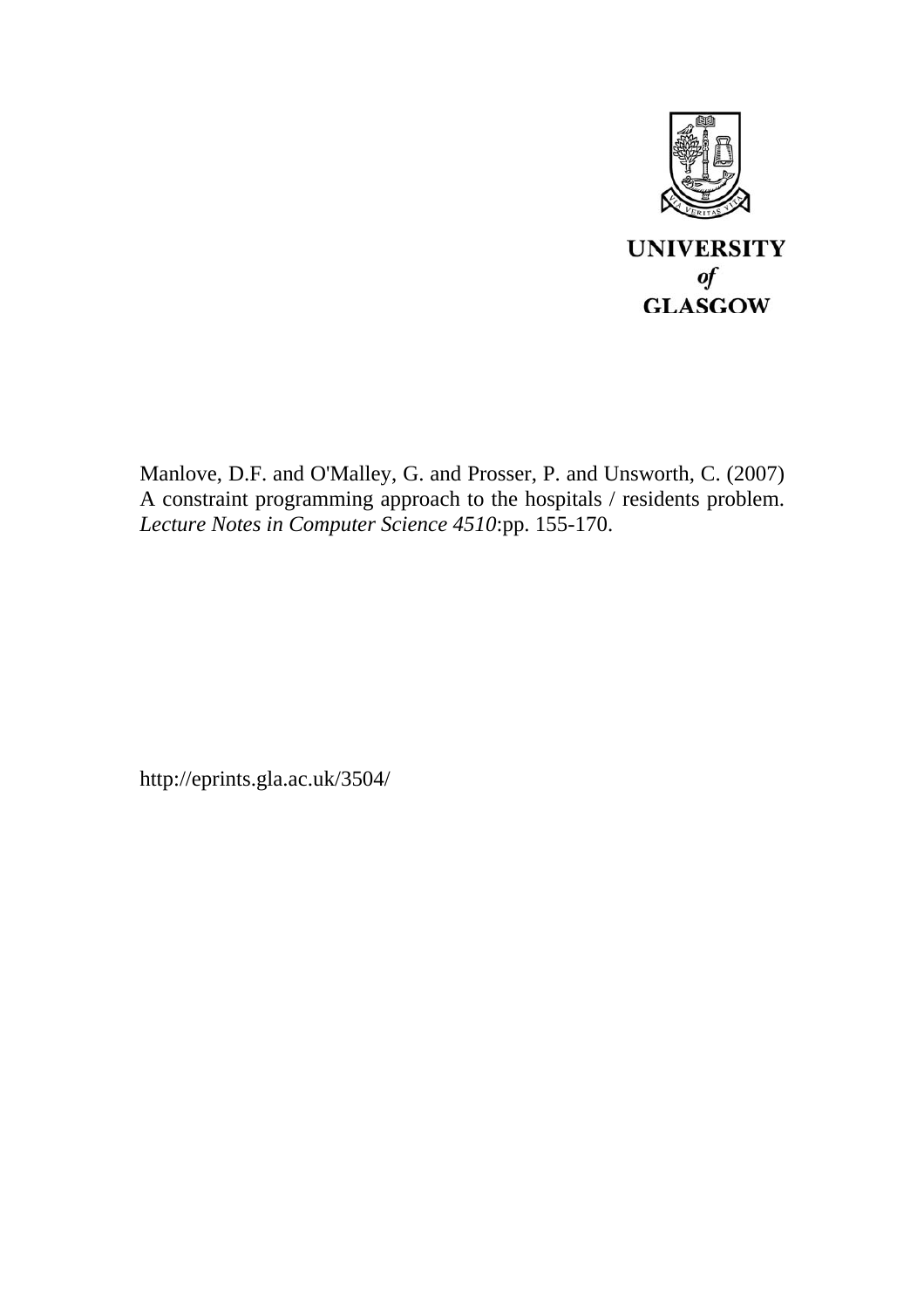UNIVERSITY
*of*
GLASGOW

Manlove, D.F. and O'Malley, G. and Prosser, P. and Unsworth, C. (2007) A constraint programming approach to the hospitals / residents problem. *Lecture Notes in Computer Science 4510*:pp. 155-170.

http://eprints.gla.ac.uk/3504/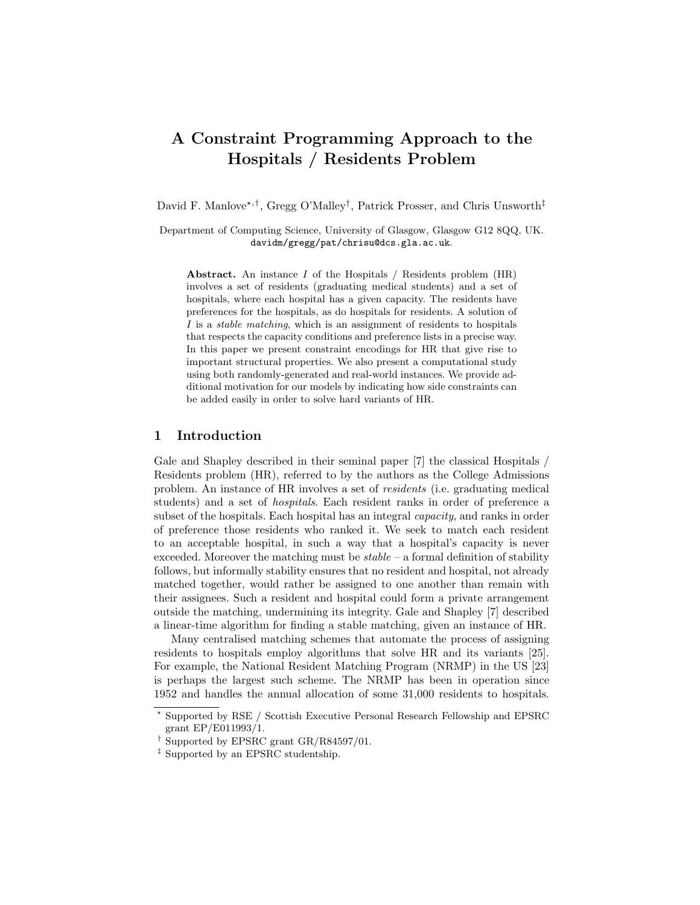# A Constraint Programming Approach to the Hospitals / Residents Problem

David F. Manlove[⋆,†], Gregg O'Malley[†], Patrick Prosser, and Chris Unsworth[‡]

Department of Computing Science, University of Glasgow, Glasgow G12 8QQ, UK.
davidm/gregg/pat/chrisu@dcs.gla.ac.uk.

**Abstract.** An instance $I$ of the Hospitals / Residents problem (HR) involves a set of residents (graduating medical students) and a set of hospitals, where each hospital has a given capacity. The residents have preferences for the hospitals, as do hospitals for residents. A solution of $I$ is a *stable matching*, which is an assignment of residents to hospitals that respects the capacity conditions and preference lists in a precise way. In this paper we present constraint encodings for HR that give rise to important structural properties. We also present a computational study using both randomly-generated and real-world instances. We provide additional motivation for our models by indicating how side constraints can be added easily in order to solve hard variants of HR.

## 1 Introduction

Gale and Shapley described in their seminal paper [7] the classical Hospitals / Residents problem (HR), referred to by the authors as the College Admissions problem. An instance of HR involves a set of *residents* (i.e. graduating medical students) and a set of *hospitals*. Each resident ranks in order of preference a subset of the hospitals. Each hospital has an integral *capacity*, and ranks in order of preference those residents who ranked it. We seek to match each resident to an acceptable hospital, in such a way that a hospital's capacity is never exceeded. Moreover the matching must be *stable* – a formal definition of stability follows, but informally stability ensures that no resident and hospital, not already matched together, would rather be assigned to one another than remain with their assignees. Such a resident and hospital could form a private arrangement outside the matching, undermining its integrity. Gale and Shapley [7] described a linear-time algorithm for finding a stable matching, given an instance of HR.

Many centralised matching schemes that automate the process of assigning residents to hospitals employ algorithms that solve HR and its variants [25]. For example, the National Resident Matching Program (NRMP) in the US [23] is perhaps the largest such scheme. The NRMP has been in operation since 1952 and handles the annual allocation of some 31,000 residents to hospitals.

[⋆] Supported by RSE / Scottish Executive Personal Research Fellowship and EPSRC grant EP/E011993/1.

[†] Supported by EPSRC grant GR/R84597/01.

[‡] Supported by an EPSRC studentship.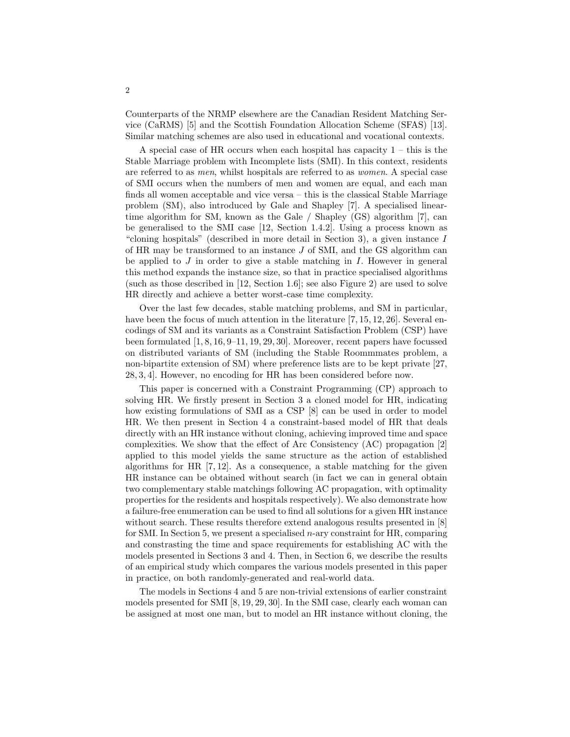Counterparts of the NRMP elsewhere are the Canadian Resident Matching Service (CaRMS) [5] and the Scottish Foundation Allocation Scheme (SFAS) [13]. Similar matching schemes are also used in educational and vocational contexts.

A special case of HR occurs when each hospital has capacity 1 – this is the Stable Marriage problem with Incomplete lists (SMI). In this context, residents are referred to as *men*, whilst hospitals are referred to as *women*. A special case of SMI occurs when the numbers of men and women are equal, and each man finds all women acceptable and vice versa – this is the classical Stable Marriage problem (SM), also introduced by Gale and Shapley [7]. A specialised linear-time algorithm for SM, known as the Gale / Shapley (GS) algorithm [7], can be generalised to the SMI case [12, Section 1.4.2]. Using a process known as "cloning hospitals" (described in more detail in Section 3), a given instance $I$ of HR may be transformed to an instance $J$ of SMI, and the GS algorithm can be applied to $J$ in order to give a stable matching in $I$. However in general this method expands the instance size, so that in practice specialised algorithms (such as those described in [12, Section 1.6]; see also Figure 2) are used to solve HR directly and achieve a better worst-case time complexity.

Over the last few decades, stable matching problems, and SM in particular, have been the focus of much attention in the literature [7, 15, 12, 26]. Several encodings of SM and its variants as a Constraint Satisfaction Problem (CSP) have been formulated [1, 8, 16, 9–11, 19, 29, 30]. Moreover, recent papers have focussed on distributed variants of SM (including the Stable Roommmates problem, a non-bipartite extension of SM) where preference lists are to be kept private [27, 28, 3, 4]. However, no encoding for HR has been considered before now.

This paper is concerned with a Constraint Programming (CP) approach to solving HR. We firstly present in Section 3 a cloned model for HR, indicating how existing formulations of SMI as a CSP [8] can be used in order to model HR. We then present in Section 4 a constraint-based model of HR that deals directly with an HR instance without cloning, achieving improved time and space complexities. We show that the effect of Arc Consistency (AC) propagation [2] applied to this model yields the same structure as the action of established algorithms for HR [7, 12]. As a consequence, a stable matching for the given HR instance can be obtained without search (in fact we can in general obtain two complementary stable matchings following AC propagation, with optimality properties for the residents and hospitals respectively). We also demonstrate how a failure-free enumeration can be used to find all solutions for a given HR instance without search. These results therefore extend analogous results presented in [8] for SMI. In Section 5, we present a specialised $n$-ary constraint for HR, comparing and constrasting the time and space requirements for establishing AC with the models presented in Sections 3 and 4. Then, in Section 6, we describe the results of an empirical study which compares the various models presented in this paper in practice, on both randomly-generated and real-world data.

The models in Sections 4 and 5 are non-trivial extensions of earlier constraint models presented for SMI [8, 19, 29, 30]. In the SMI case, clearly each woman can be assigned at most one man, but to model an HR instance without cloning, the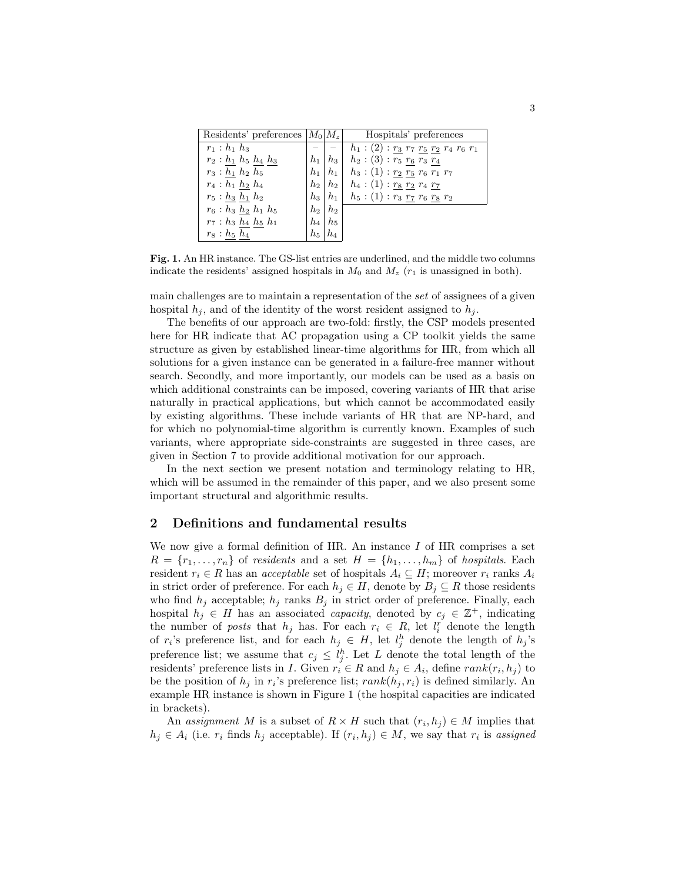| Residents' preferences | $M_0$ | $M_z$ | Hospitals' preferences |
|---|---|---|---|
| $r_1 : h_1\ h_3$ | – | – | $h_1 : (2) : \underline{r_3}\ r_7\ \underline{r_5}\ \underline{r_2}\ r_4\ r_6\ r_1$ |
| $r_2 : \underline{h_1}\ h_5\ \underline{h_4}\ \underline{h_3}$ | $h_1$ | $h_3$ | $h_2 : (3) : r_5\ \underline{r_6}\ r_3\ \underline{r_4}$ |
| $r_3 : \underline{h_1}\ h_2\ h_5$ | $h_1$ | $h_1$ | $h_3 : (1) : \underline{r_2}\ \underline{r_5}\ r_6\ r_1\ r_7$ |
| $r_4 : h_1\ \underline{h_2}\ h_4$ | $h_2$ | $h_2$ | $h_4 : (1) : \underline{r_8}\ \underline{r_2}\ r_4\ \underline{r_7}$ |
| $r_5 : \underline{h_3}\ \underline{h_1}\ h_2$ | $h_3$ | $h_1$ | $h_5 : (1) : r_3\ \underline{r_7}\ r_6\ \underline{r_8}\ r_2$ |
| $r_6 : h_3\ \underline{h_2}\ h_1\ h_5$ | $h_2$ | $h_2$ | |
| $r_7 : h_3\ \underline{h_4}\ \underline{h_5}\ h_1$ | $h_4$ | $h_5$ | |
| $r_8 : \underline{h_5}\ \underline{h_4}$ | $h_5$ | $h_4$ | |

**Fig. 1.** An HR instance. The GS-list entries are underlined, and the middle two columns indicate the residents' assigned hospitals in $M_0$ and $M_z$ ($r_1$ is unassigned in both).

main challenges are to maintain a representation of the *set* of assignees of a given hospital $h_j$, and of the identity of the worst resident assigned to $h_j$.

The benefits of our approach are two-fold: firstly, the CSP models presented here for HR indicate that AC propagation using a CP toolkit yields the same structure as given by established linear-time algorithms for HR, from which all solutions for a given instance can be generated in a failure-free manner without search. Secondly, and more importantly, our models can be used as a basis on which additional constraints can be imposed, covering variants of HR that arise naturally in practical applications, but which cannot be accommodated easily by existing algorithms. These include variants of HR that are NP-hard, and for which no polynomial-time algorithm is currently known. Examples of such variants, where appropriate side-constraints are suggested in three cases, are given in Section 7 to provide additional motivation for our approach.

In the next section we present notation and terminology relating to HR, which will be assumed in the remainder of this paper, and we also present some important structural and algorithmic results.

## 2 Definitions and fundamental results

We now give a formal definition of HR. An instance $I$ of HR comprises a set $R = \{r_1, \ldots, r_n\}$ of *residents* and a set $H = \{h_1, \ldots, h_m\}$ of *hospitals*. Each resident $r_i \in R$ has an *acceptable* set of hospitals $A_i \subseteq H$; moreover $r_i$ ranks $A_i$ in strict order of preference. For each $h_j \in H$, denote by $B_j \subseteq R$ those residents who find $h_j$ acceptable; $h_j$ ranks $B_j$ in strict order of preference. Finally, each hospital $h_j \in H$ has an associated *capacity*, denoted by $c_j \in \mathbb{Z}^+$, indicating the number of *posts* that $h_j$ has. For each $r_i \in R$, let $l_i^r$ denote the length of $r_i$'s preference list, and for each $h_j \in H$, let $l_j^h$ denote the length of $h_j$'s preference list; we assume that $c_j \leq l_j^h$. Let $L$ denote the total length of the residents' preference lists in $I$. Given $r_i \in R$ and $h_j \in A_i$, define $rank(r_i, h_j)$ to be the position of $h_j$ in $r_i$'s preference list; $rank(h_j, r_i)$ is defined similarly. An example HR instance is shown in Figure 1 (the hospital capacities are indicated in brackets).

An *assignment* $M$ is a subset of $R \times H$ such that $(r_i, h_j) \in M$ implies that $h_j \in A_i$ (i.e. $r_i$ finds $h_j$ acceptable). If $(r_i, h_j) \in M$, we say that $r_i$ is *assigned*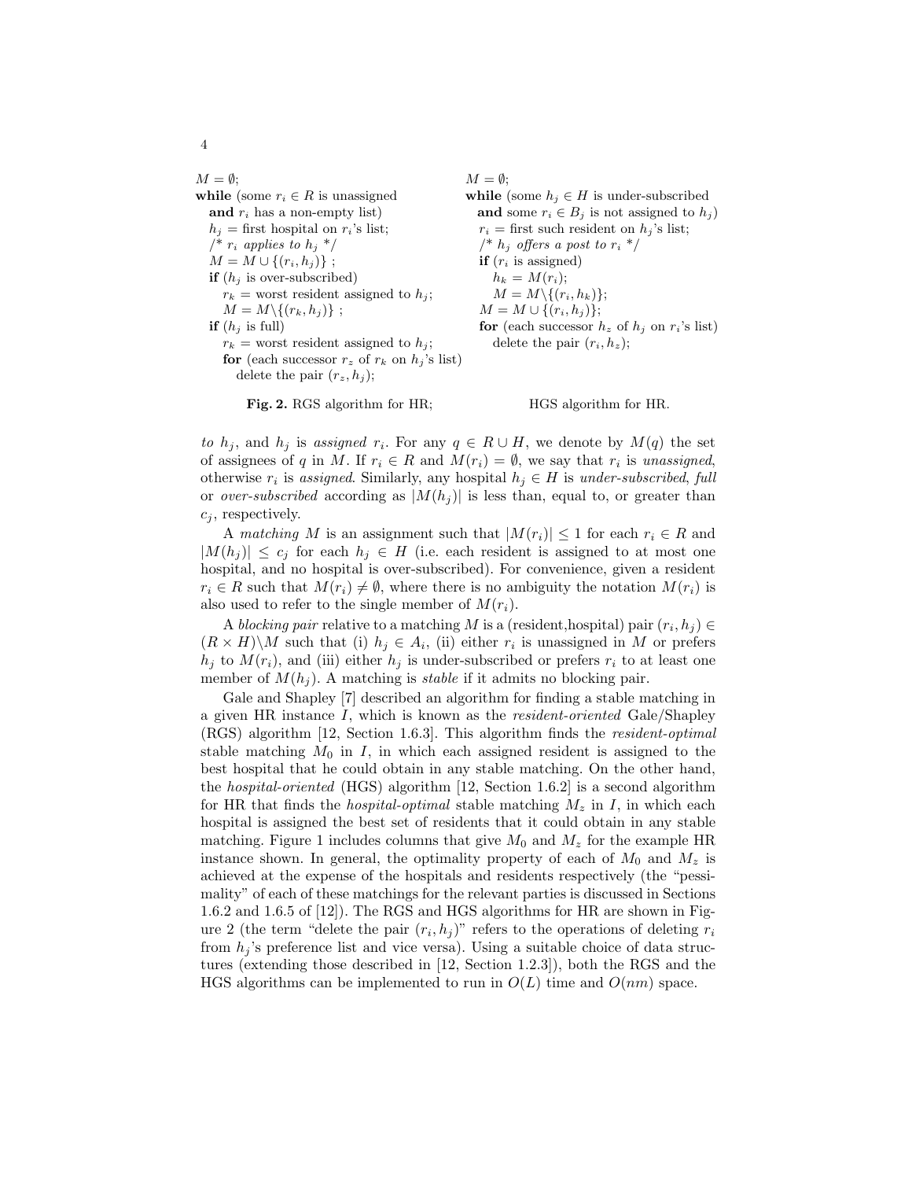```
M = ∅;
while (some r_i ∈ R is unassigned
  and r_i has a non-empty list)
  h_j = first hospital on r_i's list;
  /* r_i applies to h_j */
  M = M ∪ {(r_i, h_j)} ;
  if (h_j is over-subscribed)
    r_k = worst resident assigned to h_j;
    M = M\{(r_k, h_j)} ;
  if (h_j is full)
    r_k = worst resident assigned to h_j;
    for (each successor r_z of r_k on h_j's list)
      delete the pair (r_z, h_j);
```

```
M = ∅;
while (some h_j ∈ H is under-subscribed
  and some r_i ∈ B_j is not assigned to h_j)
  r_i = first such resident on h_j's list;
  /* h_j offers a post to r_i */
  if (r_i is assigned)
    h_k = M(r_i);
    M = M\{(r_i, h_k)};
  M = M ∪ {(r_i, h_j)};
  for (each successor h_z of h_j on r_i's list)
    delete the pair (r_i, h_z);
```

**Fig. 2.** RGS algorithm for HR; HGS algorithm for HR.

*to* $h_j$, and $h_j$ is *assigned* $r_i$. For any $q \in R \cup H$, we denote by $M(q)$ the set of assignees of $q$ in $M$. If $r_i \in R$ and $M(r_i) = \emptyset$, we say that $r_i$ is *unassigned*, otherwise $r_i$ is *assigned*. Similarly, any hospital $h_j \in H$ is *under-subscribed*, *full* or *over-subscribed* according as $|M(h_j)|$ is less than, equal to, or greater than $c_j$, respectively.

A *matching* $M$ is an assignment such that $|M(r_i)| \leq 1$ for each $r_i \in R$ and $|M(h_j)| \leq c_j$ for each $h_j \in H$ (i.e. each resident is assigned to at most one hospital, and no hospital is over-subscribed). For convenience, given a resident $r_i \in R$ such that $M(r_i) \neq \emptyset$, where there is no ambiguity the notation $M(r_i)$ is also used to refer to the single member of $M(r_i)$.

A *blocking pair* relative to a matching $M$ is a (resident,hospital) pair $(r_i, h_j) \in (R \times H) \backslash M$ such that (i) $h_j \in A_i$, (ii) either $r_i$ is unassigned in $M$ or prefers $h_j$ to $M(r_i)$, and (iii) either $h_j$ is under-subscribed or prefers $r_i$ to at least one member of $M(h_j)$. A matching is *stable* if it admits no blocking pair.

Gale and Shapley [7] described an algorithm for finding a stable matching in a given HR instance $I$, which is known as the *resident-oriented* Gale/Shapley (RGS) algorithm [12, Section 1.6.3]. This algorithm finds the *resident-optimal* stable matching $M_0$ in $I$, in which each assigned resident is assigned to the best hospital that he could obtain in any stable matching. On the other hand, the *hospital-oriented* (HGS) algorithm [12, Section 1.6.2] is a second algorithm for HR that finds the *hospital-optimal* stable matching $M_z$ in $I$, in which each hospital is assigned the best set of residents that it could obtain in any stable matching. Figure 1 includes columns that give $M_0$ and $M_z$ for the example HR instance shown. In general, the optimality property of each of $M_0$ and $M_z$ is achieved at the expense of the hospitals and residents respectively (the "pessimality" of each of these matchings for the relevant parties is discussed in Sections 1.6.2 and 1.6.5 of [12]). The RGS and HGS algorithms for HR are shown in Figure 2 (the term "delete the pair $(r_i, h_j)$" refers to the operations of deleting $r_i$ from $h_j$'s preference list and vice versa). Using a suitable choice of data structures (extending those described in [12, Section 1.2.3]), both the RGS and the HGS algorithms can be implemented to run in $O(L)$ time and $O(nm)$ space.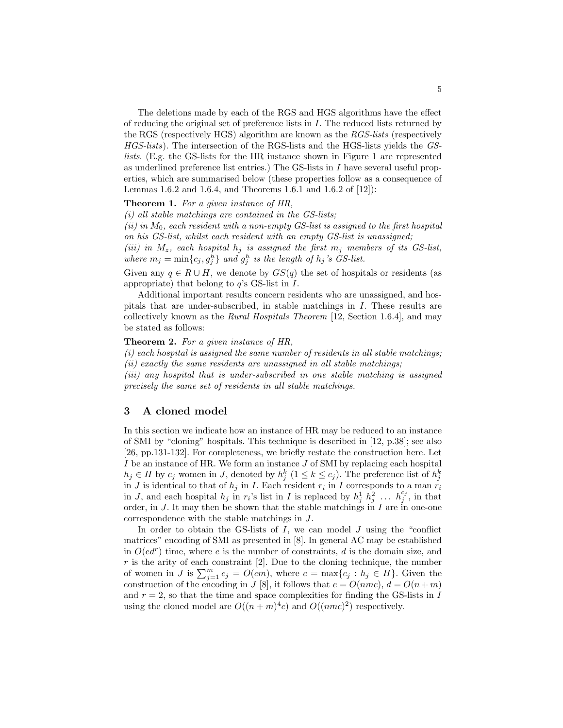The deletions made by each of the RGS and HGS algorithms have the effect of reducing the original set of preference lists in $I$. The reduced lists returned by the RGS (respectively HGS) algorithm are known as the *RGS-lists* (respectively *HGS-lists*). The intersection of the RGS-lists and the HGS-lists yields the *GS-lists*. (E.g. the GS-lists for the HR instance shown in Figure 1 are represented as underlined preference list entries.) The GS-lists in $I$ have several useful properties, which are summarised below (these properties follow as a consequence of Lemmas 1.6.2 and 1.6.4, and Theorems 1.6.1 and 1.6.2 of [12]):

**Theorem 1.** *For a given instance of HR,*
*(i) all stable matchings are contained in the GS-lists;*
*(ii) in $M_0$, each resident with a non-empty GS-list is assigned to the first hospital on his GS-list, whilst each resident with an empty GS-list is unassigned;*
*(iii) in $M_z$, each hospital $h_j$ is assigned the first $m_j$ members of its GS-list, where $m_j = \min\{c_j, g_j^h\}$ and $g_j^h$ is the length of $h_j$'s GS-list.*

Given any $q \in R \cup H$, we denote by $GS(q)$ the set of hospitals or residents (as appropriate) that belong to $q$'s GS-list in $I$.

Additional important results concern residents who are unassigned, and hospitals that are under-subscribed, in stable matchings in $I$. These results are collectively known as the *Rural Hospitals Theorem* [12, Section 1.6.4], and may be stated as follows:

**Theorem 2.** *For a given instance of HR,*
*(i) each hospital is assigned the same number of residents in all stable matchings;*
*(ii) exactly the same residents are unassigned in all stable matchings;*
*(iii) any hospital that is under-subscribed in one stable matching is assigned precisely the same set of residents in all stable matchings.*

## 3 A cloned model

In this section we indicate how an instance of HR may be reduced to an instance of SMI by "cloning" hospitals. This technique is described in [12, p.38]; see also [26, pp.131-132]. For completeness, we briefly restate the construction here. Let $I$ be an instance of HR. We form an instance $J$ of SMI by replacing each hospital $h_j \in H$ by $c_j$ women in $J$, denoted by $h_j^k$ $(1 \leq k \leq c_j)$. The preference list of $h_j^k$ in $J$ is identical to that of $h_j$ in $I$. Each resident $r_i$ in $I$ corresponds to a man $r_i$ in $J$, and each hospital $h_j$ in $r_i$'s list in $I$ is replaced by $h_j^1 \ h_j^2 \ \ldots \ h_j^{c_j}$, in that order, in $J$. It may then be shown that the stable matchings in $I$ are in one-one correspondence with the stable matchings in $J$.

In order to obtain the GS-lists of $I$, we can model $J$ using the "conflict matrices" encoding of SMI as presented in [8]. In general AC may be established in $O(ed^r)$ time, where $e$ is the number of constraints, $d$ is the domain size, and $r$ is the arity of each constraint [2]. Due to the cloning technique, the number of women in $J$ is $\sum_{j=1}^{m} c_j = O(cm)$, where $c = \max\{c_j : h_j \in H\}$. Given the construction of the encoding in $J$ [8], it follows that $e = O(nmc)$, $d = O(n+m)$ and $r = 2$, so that the time and space complexities for finding the GS-lists in $I$ using the cloned model are $O((n+m)^4c)$ and $O((nmc)^2)$ respectively.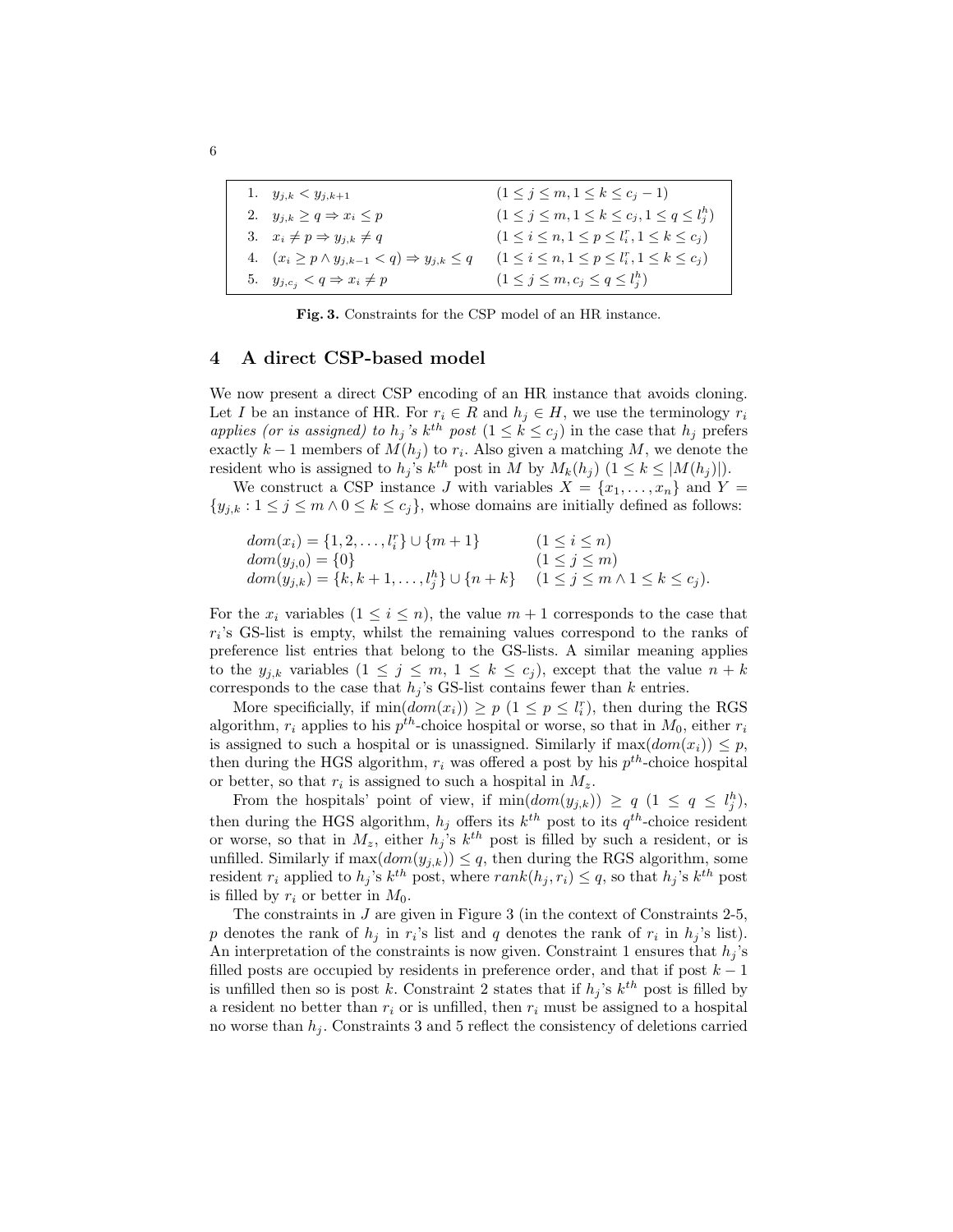| | | |
|---|---|---|
| 1. | $y_{j,k} < y_{j,k+1}$ | $(1 \leq j \leq m, 1 \leq k \leq c_j - 1)$ |
| 2. | $y_{j,k} \geq q \Rightarrow x_i \leq p$ | $(1 \leq j \leq m, 1 \leq k \leq c_j, 1 \leq q \leq l_j^h)$ |
| 3. | $x_i \neq p \Rightarrow y_{j,k} \neq q$ | $(1 \leq i \leq n, 1 \leq p \leq l_i^r, 1 \leq k \leq c_j)$ |
| 4. | $(x_i \geq p \wedge y_{j,k-1} < q) \Rightarrow y_{j,k} \leq q$ | $(1 \leq i \leq n, 1 \leq p \leq l_i^r, 1 \leq k \leq c_j)$ |
| 5. | $y_{j,c_j} < q \Rightarrow x_i \neq p$ | $(1 \leq j \leq m, c_j \leq q \leq l_j^h)$ |

**Fig. 3.** Constraints for the CSP model of an HR instance.

## 4 A direct CSP-based model

We now present a direct CSP encoding of an HR instance that avoids cloning. Let $I$ be an instance of HR. For $r_i \in R$ and $h_j \in H$, we use the terminology $r_i$ *applies (or is assigned) to $h_j$'s $k^{th}$ post* $(1 \leq k \leq c_j)$ in the case that $h_j$ prefers exactly $k-1$ members of $M(h_j)$ to $r_i$. Also given a matching $M$, we denote the resident who is assigned to $h_j$'s $k^{th}$ post in $M$ by $M_k(h_j)$ $(1 \leq k \leq |M(h_j)|)$.

We construct a CSP instance $J$ with variables $X = \{x_1, \ldots, x_n\}$ and $Y = \{y_{j,k} : 1 \leq j \leq m \wedge 0 \leq k \leq c_j\}$, whose domains are initially defined as follows:

$$
\begin{array}{ll}
dom(x_i) = \{1, 2, \ldots, l_i^r\} \cup \{m+1\} & (1 \leq i \leq n) \\
dom(y_{j,0}) = \{0\} & (1 \leq j \leq m) \\
dom(y_{j,k}) = \{k, k+1, \ldots, l_j^h\} \cup \{n+k\} & (1 \leq j \leq m \wedge 1 \leq k \leq c_j).
\end{array}
$$

For the $x_i$ variables $(1 \leq i \leq n)$, the value $m+1$ corresponds to the case that $r_i$'s GS-list is empty, whilst the remaining values correspond to the ranks of preference list entries that belong to the GS-lists. A similar meaning applies to the $y_{j,k}$ variables $(1 \leq j \leq m,\ 1 \leq k \leq c_j)$, except that the value $n+k$ corresponds to the case that $h_j$'s GS-list contains fewer than $k$ entries.

More specifically, if $\min(dom(x_i)) \geq p$ $(1 \leq p \leq l_i^r)$, then during the RGS algorithm, $r_i$ applies to his $p^{th}$-choice hospital or worse, so that in $M_0$, either $r_i$ is assigned to such a hospital or is unassigned. Similarly if $\max(dom(x_i)) \leq p$, then during the HGS algorithm, $r_i$ was offered a post by his $p^{th}$-choice hospital or better, so that $r_i$ is assigned to such a hospital in $M_z$.

From the hospitals' point of view, if $\min(dom(y_{j,k})) \geq q$ $(1 \leq q \leq l_j^h)$, then during the HGS algorithm, $h_j$ offers its $k^{th}$ post to its $q^{th}$-choice resident or worse, so that in $M_z$, either $h_j$'s $k^{th}$ post is filled by such a resident, or is unfilled. Similarly if $\max(dom(y_{j,k})) \leq q$, then during the RGS algorithm, some resident $r_i$ applied to $h_j$'s $k^{th}$ post, where $rank(h_j, r_i) \leq q$, so that $h_j$'s $k^{th}$ post is filled by $r_i$ or better in $M_0$.

The constraints in $J$ are given in Figure 3 (in the context of Constraints 2-5, $p$ denotes the rank of $h_j$ in $r_i$'s list and $q$ denotes the rank of $r_i$ in $h_j$'s list). An interpretation of the constraints is now given. Constraint 1 ensures that $h_j$'s filled posts are occupied by residents in preference order, and that if post $k-1$ is unfilled then so is post $k$. Constraint 2 states that if $h_j$'s $k^{th}$ post is filled by a resident no better than $r_i$ or is unfilled, then $r_i$ must be assigned to a hospital no worse than $h_j$. Constraints 3 and 5 reflect the consistency of deletions carried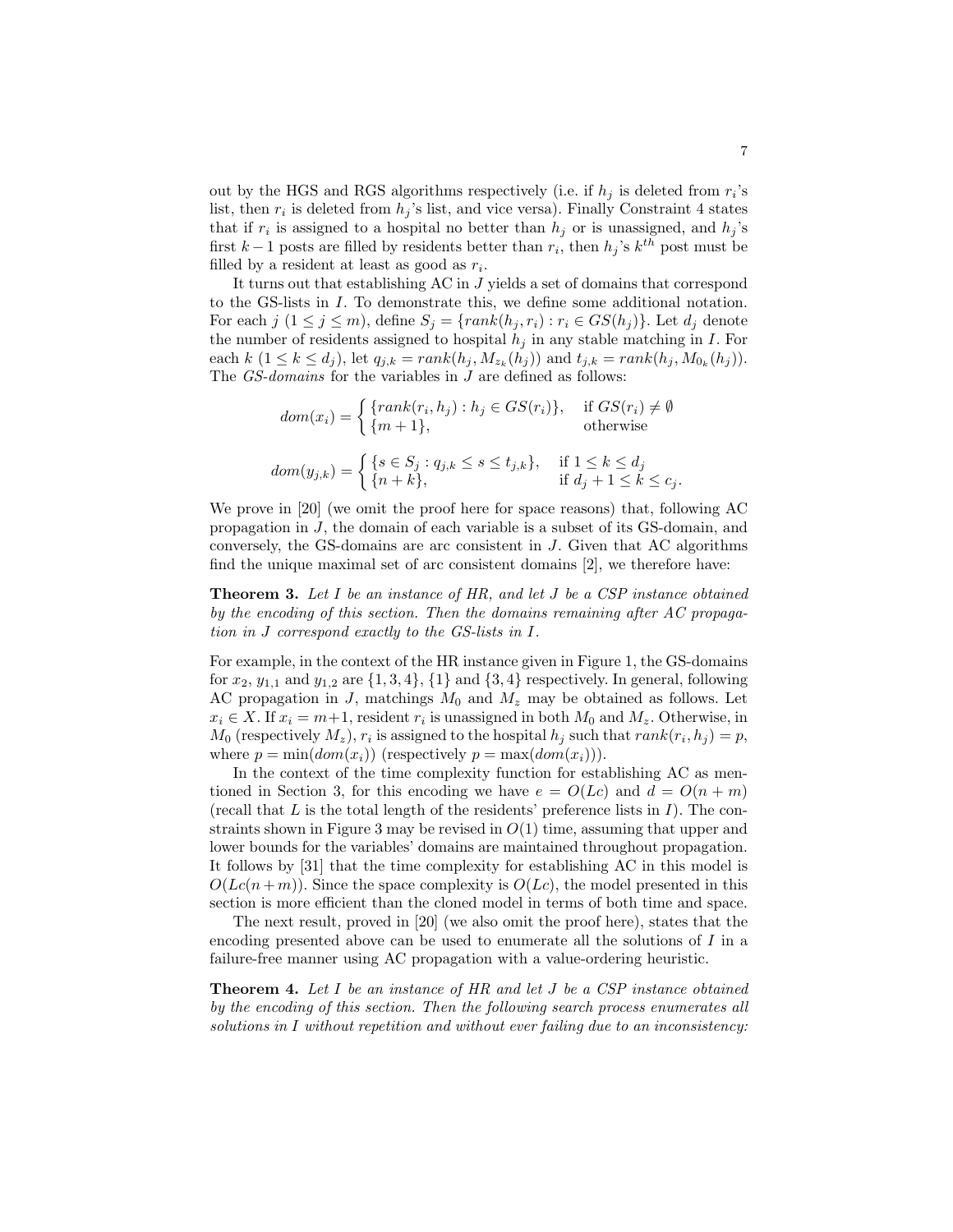out by the HGS and RGS algorithms respectively (i.e. if $h_j$ is deleted from $r_i$'s list, then $r_i$ is deleted from $h_j$'s list, and vice versa). Finally Constraint 4 states that if $r_i$ is assigned to a hospital no better than $h_j$ or is unassigned, and $h_j$'s first $k-1$ posts are filled by residents better than $r_i$, then $h_j$'s $k^{th}$ post must be filled by a resident at least as good as $r_i$.

It turns out that establishing AC in $J$ yields a set of domains that correspond to the GS-lists in $I$. To demonstrate this, we define some additional notation. For each $j$ ($1 \leq j \leq m$), define $S_j = \{rank(h_j, r_i) : r_i \in GS(h_j)\}$. Let $d_j$ denote the number of residents assigned to hospital $h_j$ in any stable matching in $I$. For each $k$ ($1 \leq k \leq d_j$), let $q_{j,k} = rank(h_j, M_{z_k}(h_j))$ and $t_{j,k} = rank(h_j, M_{0_k}(h_j))$. The *GS-domains* for the variables in $J$ are defined as follows:

$$dom(x_i) = \begin{cases} \{rank(r_i, h_j) : h_j \in GS(r_i)\}, & \text{if } GS(r_i) \neq \emptyset \\ \{m+1\}, & \text{otherwise} \end{cases}$$

$$dom(y_{j,k}) = \begin{cases} \{s \in S_j : q_{j,k} \leq s \leq t_{j,k}\}, & \text{if } 1 \leq k \leq d_j \\ \{n+k\}, & \text{if } d_j + 1 \leq k \leq c_j. \end{cases}$$

We prove in [20] (we omit the proof here for space reasons) that, following AC propagation in $J$, the domain of each variable is a subset of its GS-domain, and conversely, the GS-domains are arc consistent in $J$. Given that AC algorithms find the unique maximal set of arc consistent domains [2], we therefore have:

**Theorem 3.** *Let $I$ be an instance of HR, and let $J$ be a CSP instance obtained by the encoding of this section. Then the domains remaining after AC propagation in $J$ correspond exactly to the GS-lists in $I$.*

For example, in the context of the HR instance given in Figure 1, the GS-domains for $x_2$, $y_{1,1}$ and $y_{1,2}$ are $\{1, 3, 4\}$, $\{1\}$ and $\{3, 4\}$ respectively. In general, following AC propagation in $J$, matchings $M_0$ and $M_z$ may be obtained as follows. Let $x_i \in X$. If $x_i = m+1$, resident $r_i$ is unassigned in both $M_0$ and $M_z$. Otherwise, in $M_0$ (respectively $M_z$), $r_i$ is assigned to the hospital $h_j$ such that $rank(r_i, h_j) = p$, where $p = \min(dom(x_i))$ (respectively $p = \max(dom(x_i))$).

In the context of the time complexity function for establishing AC as mentioned in Section 3, for this encoding we have $e = O(Lc)$ and $d = O(n + m)$ (recall that $L$ is the total length of the residents' preference lists in $I$). The constraints shown in Figure 3 may be revised in $O(1)$ time, assuming that upper and lower bounds for the variables' domains are maintained throughout propagation. It follows by [31] that the time complexity for establishing AC in this model is $O(Lc(n+m))$. Since the space complexity is $O(Lc)$, the model presented in this section is more efficient than the cloned model in terms of both time and space.

The next result, proved in [20] (we also omit the proof here), states that the encoding presented above can be used to enumerate all the solutions of $I$ in a failure-free manner using AC propagation with a value-ordering heuristic.

**Theorem 4.** *Let $I$ be an instance of HR and let $J$ be a CSP instance obtained by the encoding of this section. Then the following search process enumerates all solutions in $I$ without repetition and without ever failing due to an inconsistency:*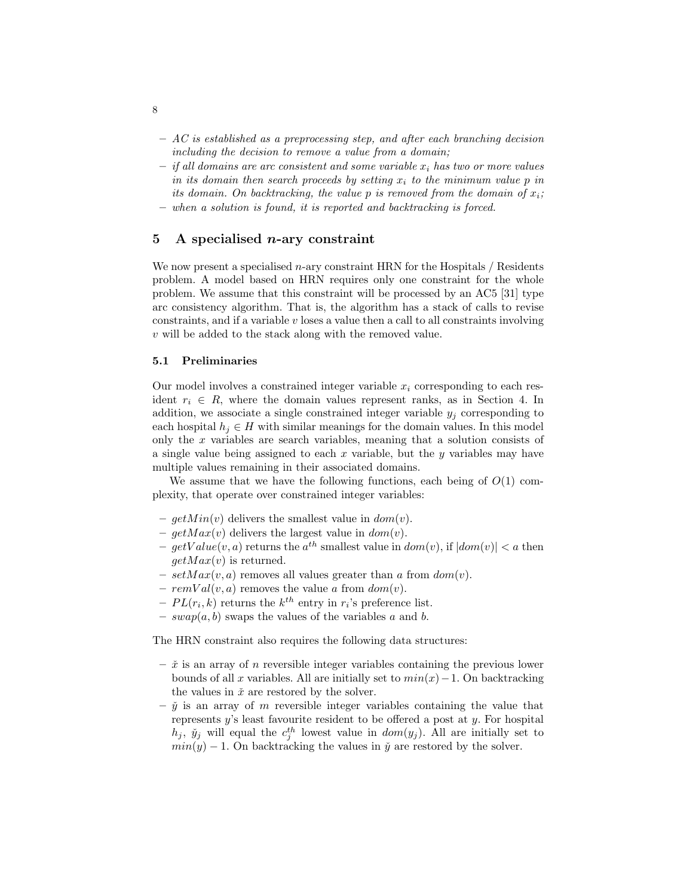- *AC is established as a preprocessing step, and after each branching decision including the decision to remove a value from a domain;*
- *if all domains are arc consistent and some variable $x_i$ has two or more values in its domain then search proceeds by setting $x_i$ to the minimum value $p$ in its domain. On backtracking, the value $p$ is removed from the domain of $x_i$;*
- *when a solution is found, it is reported and backtracking is forced.*

## 5 A specialised $n$-ary constraint

We now present a specialised $n$-ary constraint HRN for the Hospitals / Residents problem. A model based on HRN requires only one constraint for the whole problem. We assume that this constraint will be processed by an AC5 [31] type arc consistency algorithm. That is, the algorithm has a stack of calls to revise constraints, and if a variable $v$ loses a value then a call to all constraints involving $v$ will be added to the stack along with the removed value.

### 5.1 Preliminaries

Our model involves a constrained integer variable $x_i$ corresponding to each resident $r_i \in R$, where the domain values represent ranks, as in Section 4. In addition, we associate a single constrained integer variable $y_j$ corresponding to each hospital $h_j \in H$ with similar meanings for the domain values. In this model only the $x$ variables are search variables, meaning that a solution consists of a single value being assigned to each $x$ variable, but the $y$ variables may have multiple values remaining in their associated domains.

We assume that we have the following functions, each being of $O(1)$ complexity, that operate over constrained integer variables:

- $getMin(v)$ delivers the smallest value in $dom(v)$.
- $getMax(v)$ delivers the largest value in $dom(v)$.
- $getValue(v, a)$ returns the $a^{th}$ smallest value in $dom(v)$, if $|dom(v)| < a$ then $getMax(v)$ is returned.
- $setMax(v, a)$ removes all values greater than $a$ from $dom(v)$.
- $remVal(v, a)$ removes the value $a$ from $dom(v)$.
- $PL(r_i, k)$ returns the $k^{th}$ entry in $r_i$'s preference list.
- $swap(a, b)$ swaps the values of the variables $a$ and $b$.

The HRN constraint also requires the following data structures:

- $\check{x}$ is an array of $n$ reversible integer variables containing the previous lower bounds of all $x$ variables. All are initially set to $min(x) - 1$. On backtracking the values in $\check{x}$ are restored by the solver.
- $\check{y}$ is an array of $m$ reversible integer variables containing the value that represents $y$'s least favourite resident to be offered a post at $y$. For hospital $h_j$, $\check{y}_j$ will equal the $c_j^{th}$ lowest value in $dom(y_j)$. All are initially set to $min(y) - 1$. On backtracking the values in $\check{y}$ are restored by the solver.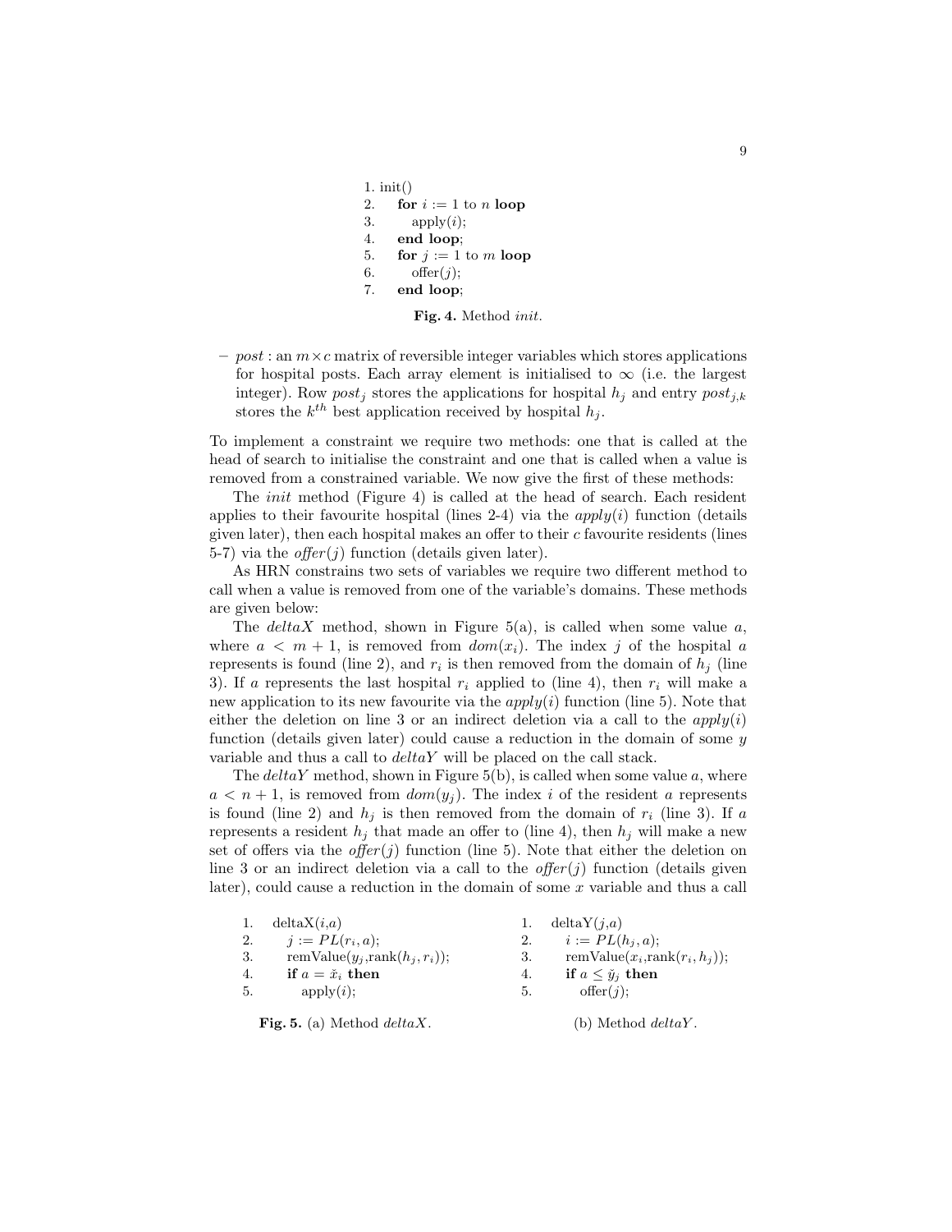```
1. init()
2.    for i := 1 to n loop
3.       apply(i);
4.    end loop;
5.    for j := 1 to m loop
6.       offer(j);
7.    end loop;
```

**Fig. 4.** Method *init*.

- *post* : an $m \times c$ matrix of reversible integer variables which stores applications for hospital posts. Each array element is initialised to $\infty$ (i.e. the largest integer). Row $post_j$ stores the applications for hospital $h_j$ and entry $post_{j,k}$ stores the $k^{th}$ best application received by hospital $h_j$.

To implement a constraint we require two methods: one that is called at the head of search to initialise the constraint and one that is called when a value is removed from a constrained variable. We now give the first of these methods:

The *init* method (Figure 4) is called at the head of search. Each resident applies to their favourite hospital (lines 2-4) via the *apply*($i$) function (details given later), then each hospital makes an offer to their $c$ favourite residents (lines 5-7) via the *offer*($j$) function (details given later).

As HRN constrains two sets of variables we require two different method to call when a value is removed from one of the variable's domains. These methods are given below:

The *deltaX* method, shown in Figure 5(a), is called when some value $a$, where $a < m + 1$, is removed from $dom(x_i)$. The index $j$ of the hospital $a$ represents is found (line 2), and $r_i$ is then removed from the domain of $h_j$ (line 3). If $a$ represents the last hospital $r_i$ applied to (line 4), then $r_i$ will make a new application to its new favourite via the *apply*($i$) function (line 5). Note that either the deletion on line 3 or an indirect deletion via a call to the *apply*($i$) function (details given later) could cause a reduction in the domain of some $y$ variable and thus a call to *deltaY* will be placed on the call stack.

The *deltaY* method, shown in Figure 5(b), is called when some value $a$, where $a < n + 1$, is removed from $dom(y_j)$. The index $i$ of the resident $a$ represents is found (line 2) and $h_j$ is then removed from the domain of $r_i$ (line 3). If $a$ represents a resident $h_j$ that made an offer to (line 4), then $h_j$ will make a new set of offers via the *offer*($j$) function (line 5). Note that either the deletion on line 3 or an indirect deletion via a call to the *offer*($j$) function (details given later), could cause a reduction in the domain of some $x$ variable and thus a call

```
1.  deltaX(i,a)
2.     j := PL(r_i, a);
3.     remValue(y_j, rank(h_j, r_i));
4.     if a = x̌_i then
5.        apply(i);
```

**Fig. 5.** (a) Method *deltaX*.

```
1.  deltaY(j,a)
2.     i := PL(h_j, a);
3.     remValue(x_i, rank(r_i, h_j));
4.     if a ≤ y̌_j then
5.        offer(j);
```

(b) Method *deltaY*.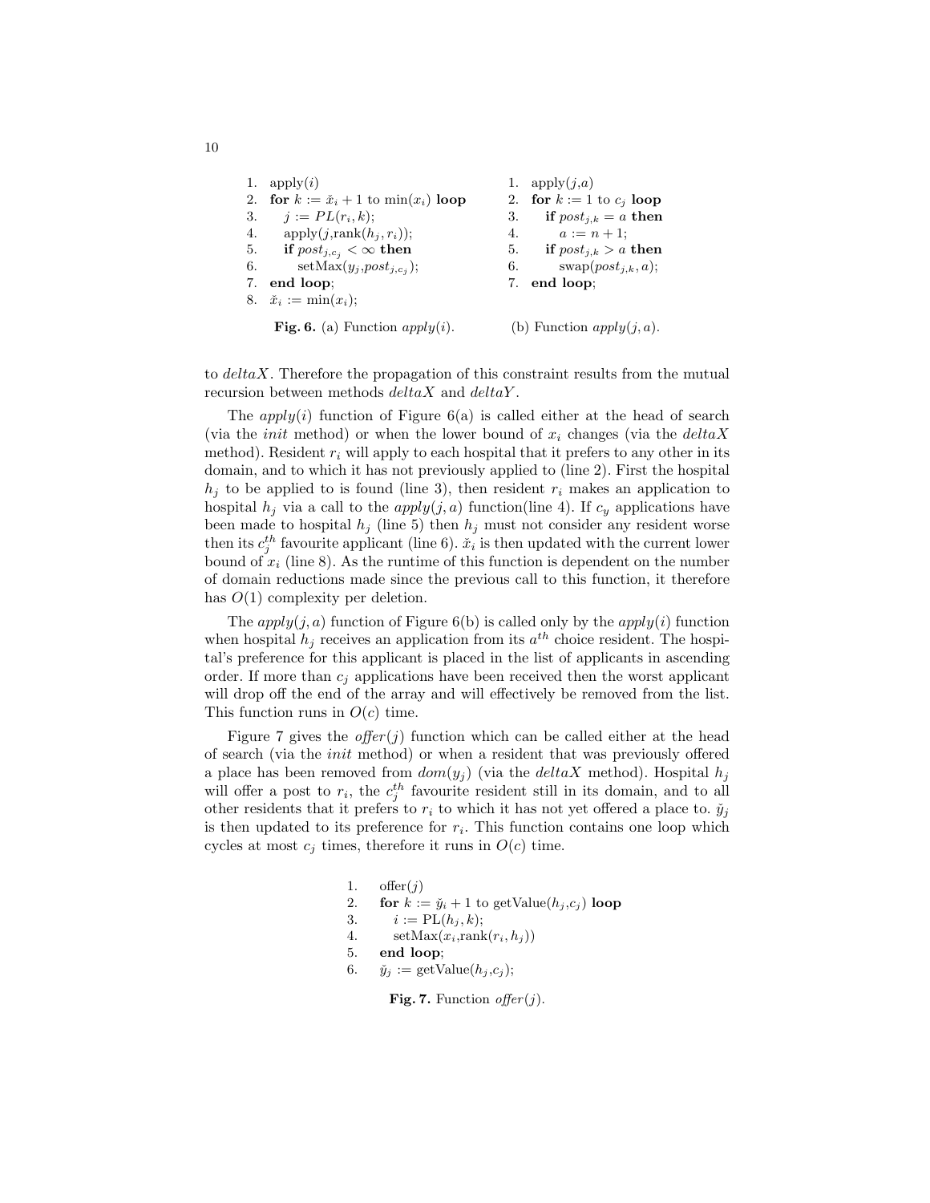```
1.  apply(i)
2.  for k := x̌_i + 1 to min(x_i) loop
3.     j := PL(r_i, k);
4.     apply(j,rank(h_j, r_i));
5.     if post_{j,c_j} < ∞ then
6.        setMax(y_j, post_{j,c_j});
7.  end loop;
8.  x̌_i := min(x_i);
```

**Fig. 6.** (a) Function *apply*($i$).

```
1.  apply(j,a)
2.  for k := 1 to c_j loop
3.     if post_{j,k} = a then
4.        a := n + 1;
5.     if post_{j,k} > a then
6.        swap(post_{j,k}, a);
7.  end loop;
```

(b) Function *apply*($j, a$).

to *deltaX*. Therefore the propagation of this constraint results from the mutual recursion between methods *deltaX* and *deltaY*.

The *apply*($i$) function of Figure 6(a) is called either at the head of search (via the *init* method) or when the lower bound of $x_i$ changes (via the *deltaX* method). Resident $r_i$ will apply to each hospital that it prefers to any other in its domain, and to which it has not previously applied to (line 2). First the hospital $h_j$ to be applied to is found (line 3), then resident $r_i$ makes an application to hospital $h_j$ via a call to the *apply*($j, a$) function(line 4). If $c_y$ applications have been made to hospital $h_j$ (line 5) then $h_j$ must not consider any resident worse then its $c_j^{th}$ favourite applicant (line 6). $\check{x}_i$ is then updated with the current lower bound of $x_i$ (line 8). As the runtime of this function is dependent on the number of domain reductions made since the previous call to this function, it therefore has $O(1)$ complexity per deletion.

The *apply*($j, a$) function of Figure 6(b) is called only by the *apply*($i$) function when hospital $h_j$ receives an application from its $a^{th}$ choice resident. The hospital's preference for this applicant is placed in the list of applicants in ascending order. If more than $c_j$ applications have been received then the worst applicant will drop off the end of the array and will effectively be removed from the list. This function runs in $O(c)$ time.

Figure 7 gives the *offer*($j$) function which can be called either at the head of search (via the *init* method) or when a resident that was previously offered a place has been removed from $dom(y_j)$ (via the *deltaX* method). Hospital $h_j$ will offer a post to $r_i$, the $c_j^{th}$ favourite resident still in its domain, and to all other residents that it prefers to $r_i$ to which it has not yet offered a place to. $\check{y}_j$ is then updated to its preference for $r_i$. This function contains one loop which cycles at most $c_j$ times, therefore it runs in $O(c)$ time.

```
1.  offer(j)
2.  for k := y̌_i + 1 to getValue(h_j,c_j) loop
3.     i := PL(h_j, k);
4.     setMax(x_i,rank(r_i, h_j))
5.  end loop;
6.  y̌_j := getValue(h_j,c_j);
```

**Fig. 7.** Function *offer*($j$).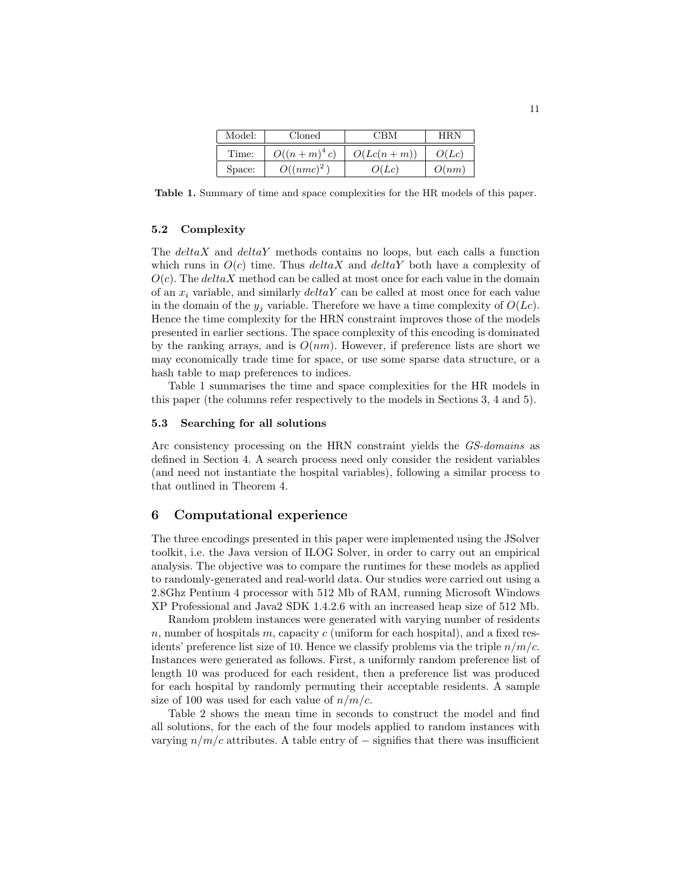| Model: | Cloned | CBM | HRN |
|---|---|---|---|
| Time: | $O((n+m)^4 c)$ | $O(Lc(n+m))$ | $O(Lc)$ |
| Space: | $O((nmc)^2)$ | $O(Lc)$ | $O(nm)$ |

**Table 1.** Summary of time and space complexities for the HR models of this paper.

### 5.2 Complexity

The *deltaX* and *deltaY* methods contains no loops, but each calls a function which runs in $O(c)$ time. Thus *deltaX* and *deltaY* both have a complexity of $O(c)$. The *deltaX* method can be called at most once for each value in the domain of an $x_i$ variable, and similarly *deltaY* can be called at most once for each value in the domain of the $y_j$ variable. Therefore we have a time complexity of $O(Lc)$. Hence the time complexity for the HRN constraint improves those of the models presented in earlier sections. The space complexity of this encoding is dominated by the ranking arrays, and is $O(nm)$. However, if preference lists are short we may economically trade time for space, or use some sparse data structure, or a hash table to map preferences to indices.

Table 1 summarises the time and space complexities for the HR models in this paper (the columns refer respectively to the models in Sections 3, 4 and 5).

### 5.3 Searching for all solutions

Arc consistency processing on the HRN constraint yields the *GS-domains* as defined in Section 4. A search process need only consider the resident variables (and need not instantiate the hospital variables), following a similar process to that outlined in Theorem 4.

## 6 Computational experience

The three encodings presented in this paper were implemented using the JSolver toolkit, i.e. the Java version of ILOG Solver, in order to carry out an empirical analysis. The objective was to compare the runtimes for these models as applied to randomly-generated and real-world data. Our studies were carried out using a 2.8Ghz Pentium 4 processor with 512 Mb of RAM, running Microsoft Windows XP Professional and Java2 SDK 1.4.2.6 with an increased heap size of 512 Mb.

Random problem instances were generated with varying number of residents $n$, number of hospitals $m$, capacity $c$ (uniform for each hospital), and a fixed residents' preference list size of 10. Hence we classify problems via the triple $n/m/c$. Instances were generated as follows. First, a uniformly random preference list of length 10 was produced for each resident, then a preference list was produced for each hospital by randomly permuting their acceptable residents. A sample size of 100 was used for each value of $n/m/c$.

Table 2 shows the mean time in seconds to construct the model and find all solutions, for the each of the four models applied to random instances with varying $n/m/c$ attributes. A table entry of $-$ signifies that there was insufficient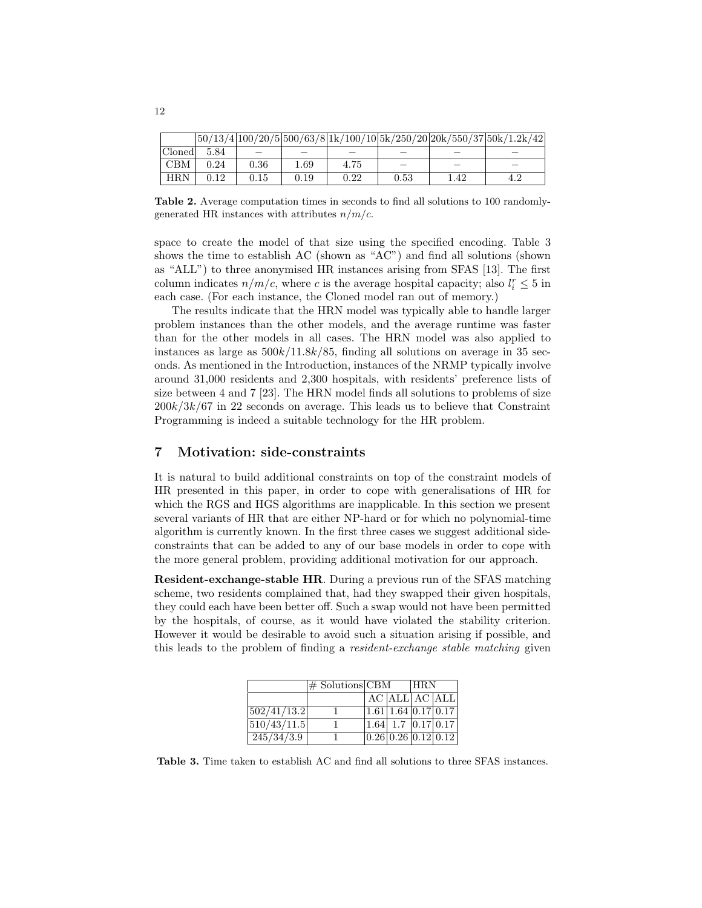|  | 50/13/4 | 100/20/5 | 500/63/8 | 1k/100/10 | 5k/250/20 | 20k/550/37 | 50k/1.2k/42 |
| --- | --- | --- | --- | --- | --- | --- | --- |
| Cloned | 5.84 | – | – | – | – | – | – |
| CBM | 0.24 | 0.36 | 1.69 | 4.75 | – | – | – |
| HRN | 0.12 | 0.15 | 0.19 | 0.22 | 0.53 | 1.42 | 4.2 |

**Table 2.** Average computation times in seconds to find all solutions to 100 randomly-generated HR instances with attributes $n/m/c$.

space to create the model of that size using the specified encoding. Table 3 shows the time to establish AC (shown as "AC") and find all solutions (shown as "ALL") to three anonymised HR instances arising from SFAS [13]. The first column indicates $n/m/c$, where $c$ is the average hospital capacity; also $l_i^r \leq 5$ in each case. (For each instance, the Cloned model ran out of memory.)

The results indicate that the HRN model was typically able to handle larger problem instances than the other models, and the average runtime was faster than for the other models in all cases. The HRN model was also applied to instances as large as $500k/11.8k/85$, finding all solutions on average in 35 seconds. As mentioned in the Introduction, instances of the NRMP typically involve around 31,000 residents and 2,300 hospitals, with residents' preference lists of size between 4 and 7 [23]. The HRN model finds all solutions to problems of size $200k/3k/67$ in 22 seconds on average. This leads us to believe that Constraint Programming is indeed a suitable technology for the HR problem.

## 7 Motivation: side-constraints

It is natural to build additional constraints on top of the constraint models of HR presented in this paper, in order to cope with generalisations of HR for which the RGS and HGS algorithms are inapplicable. In this section we present several variants of HR that are either NP-hard or for which no polynomial-time algorithm is currently known. In the first three cases we suggest additional side-constraints that can be added to any of our base models in order to cope with the more general problem, providing additional motivation for our approach.

**Resident-exchange-stable HR**. During a previous run of the SFAS matching scheme, two residents complained that, had they swapped their given hospitals, they could each have been better off. Such a swap would not have been permitted by the hospitals, of course, as it would have violated the stability criterion. However it would be desirable to avoid such a situation arising if possible, and this leads to the problem of finding a *resident-exchange stable matching* given

|  | # Solutions | CBM |  | HRN |  |
| --- | --- | --- | --- | --- | --- |
|  |  | AC | ALL | AC | ALL |
| 502/41/13.2 | 1 | 1.61 | 1.64 | 0.17 | 0.17 |
| 510/43/11.5 | 1 | 1.64 | 1.7 | 0.17 | 0.17 |
| 245/34/3.9 | 1 | 0.26 | 0.26 | 0.12 | 0.12 |

**Table 3.** Time taken to establish AC and find all solutions to three SFAS instances.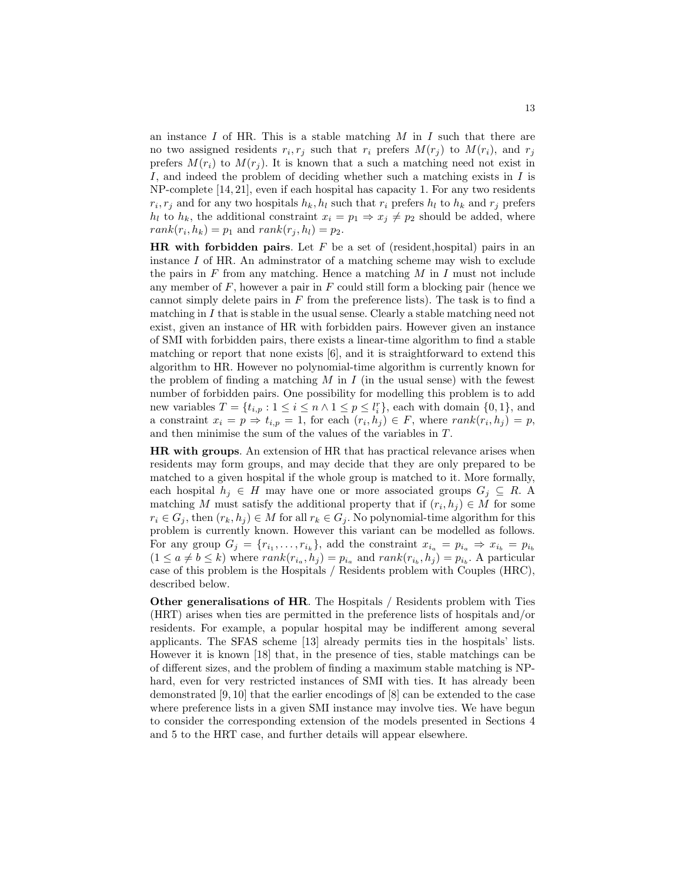an instance $I$ of HR. This is a stable matching $M$ in $I$ such that there are no two assigned residents $r_i, r_j$ such that $r_i$ prefers $M(r_j)$ to $M(r_i)$, and $r_j$ prefers $M(r_i)$ to $M(r_j)$. It is known that a such a matching need not exist in $I$, and indeed the problem of deciding whether such a matching exists in $I$ is NP-complete [14, 21], even if each hospital has capacity 1. For any two residents $r_i, r_j$ and for any two hospitals $h_k, h_l$ such that $r_i$ prefers $h_l$ to $h_k$ and $r_j$ prefers $h_l$ to $h_k$, the additional constraint $x_i = p_1 \Rightarrow x_j \neq p_2$ should be added, where $rank(r_i, h_k) = p_1$ and $rank(r_j, h_l) = p_2$.

**HR with forbidden pairs**. Let $F$ be a set of (resident,hospital) pairs in an instance $I$ of HR. An adminstrator of a matching scheme may wish to exclude the pairs in $F$ from any matching. Hence a matching $M$ in $I$ must not include any member of $F$, however a pair in $F$ could still form a blocking pair (hence we cannot simply delete pairs in $F$ from the preference lists). The task is to find a matching in $I$ that is stable in the usual sense. Clearly a stable matching need not exist, given an instance of HR with forbidden pairs. However given an instance of SMI with forbidden pairs, there exists a linear-time algorithm to find a stable matching or report that none exists [6], and it is straightforward to extend this algorithm to HR. However no polynomial-time algorithm is currently known for the problem of finding a matching $M$ in $I$ (in the usual sense) with the fewest number of forbidden pairs. One possibility for modelling this problem is to add new variables $T = \{t_{i,p} : 1 \leq i \leq n \wedge 1 \leq p \leq l_i^r\}$, each with domain $\{0, 1\}$, and a constraint $x_i = p \Rightarrow t_{i,p} = 1$, for each $(r_i, h_j) \in F$, where $rank(r_i, h_j) = p$, and then minimise the sum of the values of the variables in $T$.

**HR with groups**. An extension of HR that has practical relevance arises when residents may form groups, and may decide that they are only prepared to be matched to a given hospital if the whole group is matched to it. More formally, each hospital $h_j \in H$ may have one or more associated groups $G_j \subseteq R$. A matching $M$ must satisfy the additional property that if $(r_i, h_j) \in M$ for some $r_i \in G_j$, then $(r_k, h_j) \in M$ for all $r_k \in G_j$. No polynomial-time algorithm for this problem is currently known. However this variant can be modelled as follows. For any group $G_j = \{r_{i_1}, \ldots, r_{i_k}\}$, add the constraint $x_{i_a} = p_{i_a} \Rightarrow x_{i_b} = p_{i_b}$ $(1 \leq a \neq b \leq k)$ where $rank(r_{i_a}, h_j) = p_{i_a}$ and $rank(r_{i_b}, h_j) = p_{i_b}$. A particular case of this problem is the Hospitals / Residents problem with Couples (HRC), described below.

**Other generalisations of HR**. The Hospitals / Residents problem with Ties (HRT) arises when ties are permitted in the preference lists of hospitals and/or residents. For example, a popular hospital may be indifferent among several applicants. The SFAS scheme [13] already permits ties in the hospitals' lists. However it is known [18] that, in the presence of ties, stable matchings can be of different sizes, and the problem of finding a maximum stable matching is NP-hard, even for very restricted instances of SMI with ties. It has already been demonstrated [9, 10] that the earlier encodings of [8] can be extended to the case where preference lists in a given SMI instance may involve ties. We have begun to consider the corresponding extension of the models presented in Sections 4 and 5 to the HRT case, and further details will appear elsewhere.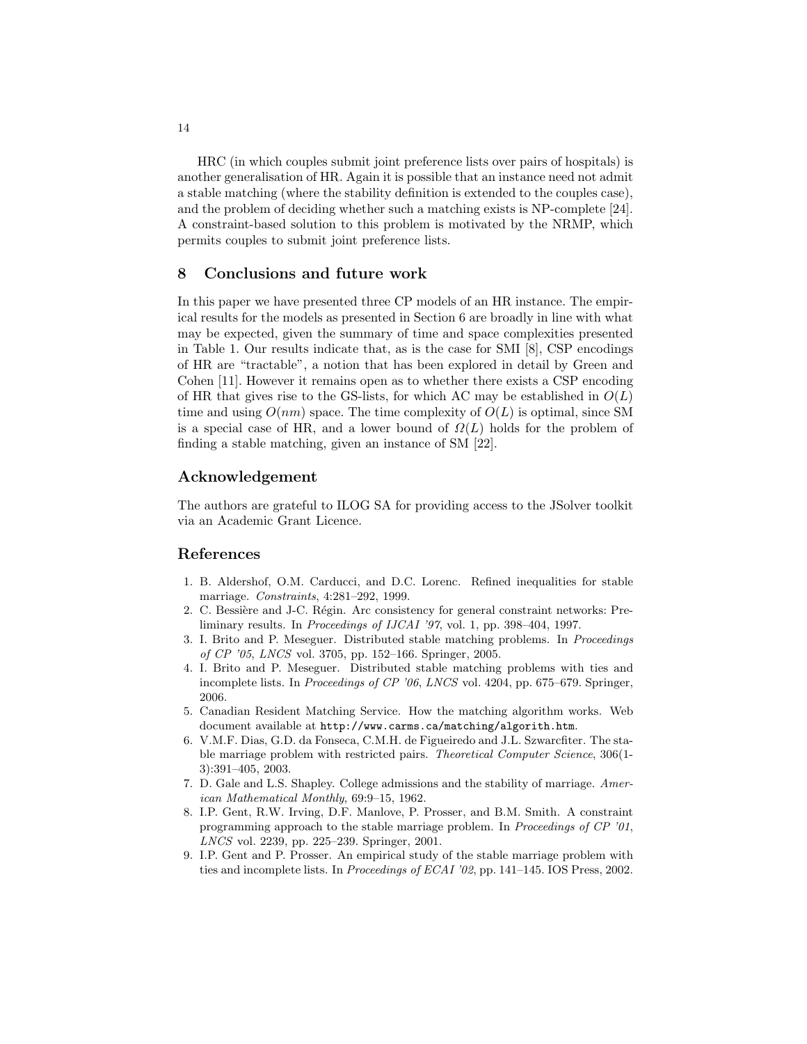HRC (in which couples submit joint preference lists over pairs of hospitals) is another generalisation of HR. Again it is possible that an instance need not admit a stable matching (where the stability definition is extended to the couples case), and the problem of deciding whether such a matching exists is NP-complete [24]. A constraint-based solution to this problem is motivated by the NRMP, which permits couples to submit joint preference lists.

## 8 Conclusions and future work

In this paper we have presented three CP models of an HR instance. The empirical results for the models as presented in Section 6 are broadly in line with what may be expected, given the summary of time and space complexities presented in Table 1. Our results indicate that, as is the case for SMI [8], CSP encodings of HR are "tractable", a notion that has been explored in detail by Green and Cohen [11]. However it remains open as to whether there exists a CSP encoding of HR that gives rise to the GS-lists, for which AC may be established in $O(L)$ time and using $O(nm)$ space. The time complexity of $O(L)$ is optimal, since SM is a special case of HR, and a lower bound of $\Omega(L)$ holds for the problem of finding a stable matching, given an instance of SM [22].

## Acknowledgement

The authors are grateful to ILOG SA for providing access to the JSolver toolkit via an Academic Grant Licence.

## References

1. B. Aldershof, O.M. Carducci, and D.C. Lorenc. Refined inequalities for stable marriage. *Constraints*, 4:281–292, 1999.
2. C. Bessière and J-C. Régin. Arc consistency for general constraint networks: Preliminary results. In *Proceedings of IJCAI '97*, vol. 1, pp. 398–404, 1997.
3. I. Brito and P. Meseguer. Distributed stable matching problems. In *Proceedings of CP '05*, *LNCS* vol. 3705, pp. 152–166. Springer, 2005.
4. I. Brito and P. Meseguer. Distributed stable matching problems with ties and incomplete lists. In *Proceedings of CP '06*, *LNCS* vol. 4204, pp. 675–679. Springer, 2006.
5. Canadian Resident Matching Service. How the matching algorithm works. Web document available at `http://www.carms.ca/matching/algorith.htm`.
6. V.M.F. Dias, G.D. da Fonseca, C.M.H. de Figueiredo and J.L. Szwarcfiter. The stable marriage problem with restricted pairs. *Theoretical Computer Science*, 306(1-3):391–405, 2003.
7. D. Gale and L.S. Shapley. College admissions and the stability of marriage. *American Mathematical Monthly*, 69:9–15, 1962.
8. I.P. Gent, R.W. Irving, D.F. Manlove, P. Prosser, and B.M. Smith. A constraint programming approach to the stable marriage problem. In *Proceedings of CP '01*, *LNCS* vol. 2239, pp. 225–239. Springer, 2001.
9. I.P. Gent and P. Prosser. An empirical study of the stable marriage problem with ties and incomplete lists. In *Proceedings of ECAI '02*, pp. 141–145. IOS Press, 2002.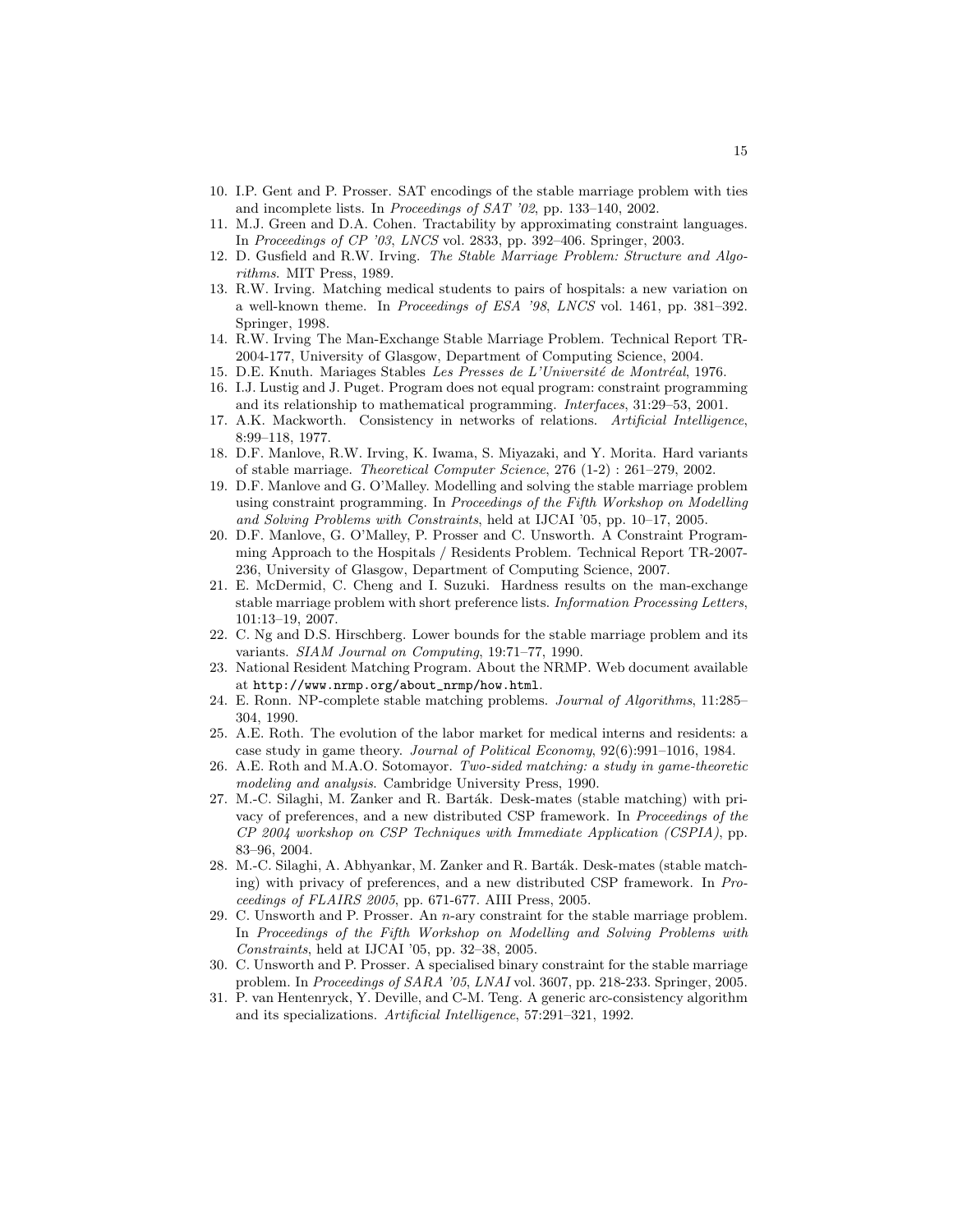10. I.P. Gent and P. Prosser. SAT encodings of the stable marriage problem with ties and incomplete lists. In *Proceedings of SAT '02*, pp. 133–140, 2002.
11. M.J. Green and D.A. Cohen. Tractability by approximating constraint languages. In *Proceedings of CP '03*, *LNCS* vol. 2833, pp. 392–406. Springer, 2003.
12. D. Gusfield and R.W. Irving. *The Stable Marriage Problem: Structure and Algorithms*. MIT Press, 1989.
13. R.W. Irving. Matching medical students to pairs of hospitals: a new variation on a well-known theme. In *Proceedings of ESA '98*, *LNCS* vol. 1461, pp. 381–392. Springer, 1998.
14. R.W. Irving The Man-Exchange Stable Marriage Problem. Technical Report TR-2004-177, University of Glasgow, Department of Computing Science, 2004.
15. D.E. Knuth. Mariages Stables *Les Presses de L'Université de Montréal*, 1976.
16. I.J. Lustig and J. Puget. Program does not equal program: constraint programming and its relationship to mathematical programming. *Interfaces*, 31:29–53, 2001.
17. A.K. Mackworth. Consistency in networks of relations. *Artificial Intelligence*, 8:99–118, 1977.
18. D.F. Manlove, R.W. Irving, K. Iwama, S. Miyazaki, and Y. Morita. Hard variants of stable marriage. *Theoretical Computer Science*, 276 (1-2) : 261–279, 2002.
19. D.F. Manlove and G. O'Malley. Modelling and solving the stable marriage problem using constraint programming. In *Proceedings of the Fifth Workshop on Modelling and Solving Problems with Constraints*, held at IJCAI '05, pp. 10–17, 2005.
20. D.F. Manlove, G. O'Malley, P. Prosser and C. Unsworth. A Constraint Programming Approach to the Hospitals / Residents Problem. Technical Report TR-2007-236, University of Glasgow, Department of Computing Science, 2007.
21. E. McDermid, C. Cheng and I. Suzuki. Hardness results on the man-exchange stable marriage problem with short preference lists. *Information Processing Letters*, 101:13–19, 2007.
22. C. Ng and D.S. Hirschberg. Lower bounds for the stable marriage problem and its variants. *SIAM Journal on Computing*, 19:71–77, 1990.
23. National Resident Matching Program. About the NRMP. Web document available at `http://www.nrmp.org/about_nrmp/how.html`.
24. E. Ronn. NP-complete stable matching problems. *Journal of Algorithms*, 11:285–304, 1990.
25. A.E. Roth. The evolution of the labor market for medical interns and residents: a case study in game theory. *Journal of Political Economy*, 92(6):991–1016, 1984.
26. A.E. Roth and M.A.O. Sotomayor. *Two-sided matching: a study in game-theoretic modeling and analysis*. Cambridge University Press, 1990.
27. M.-C. Silaghi, M. Zanker and R. Barták. Desk-mates (stable matching) with privacy of preferences, and a new distributed CSP framework. In *Proceedings of the CP 2004 workshop on CSP Techniques with Immediate Application (CSPIA)*, pp. 83–96, 2004.
28. M.-C. Silaghi, A. Abhyankar, M. Zanker and R. Barták. Desk-mates (stable matching) with privacy of preferences, and a new distributed CSP framework. In *Proceedings of FLAIRS 2005*, pp. 671-677. AIII Press, 2005.
29. C. Unsworth and P. Prosser. An $n$-ary constraint for the stable marriage problem. In *Proceedings of the Fifth Workshop on Modelling and Solving Problems with Constraints*, held at IJCAI '05, pp. 32–38, 2005.
30. C. Unsworth and P. Prosser. A specialised binary constraint for the stable marriage problem. In *Proceedings of SARA '05*, *LNAI* vol. 3607, pp. 218-233. Springer, 2005.
31. P. van Hentenryck, Y. Deville, and C-M. Teng. A generic arc-consistency algorithm and its specializations. *Artificial Intelligence*, 57:291–321, 1992.